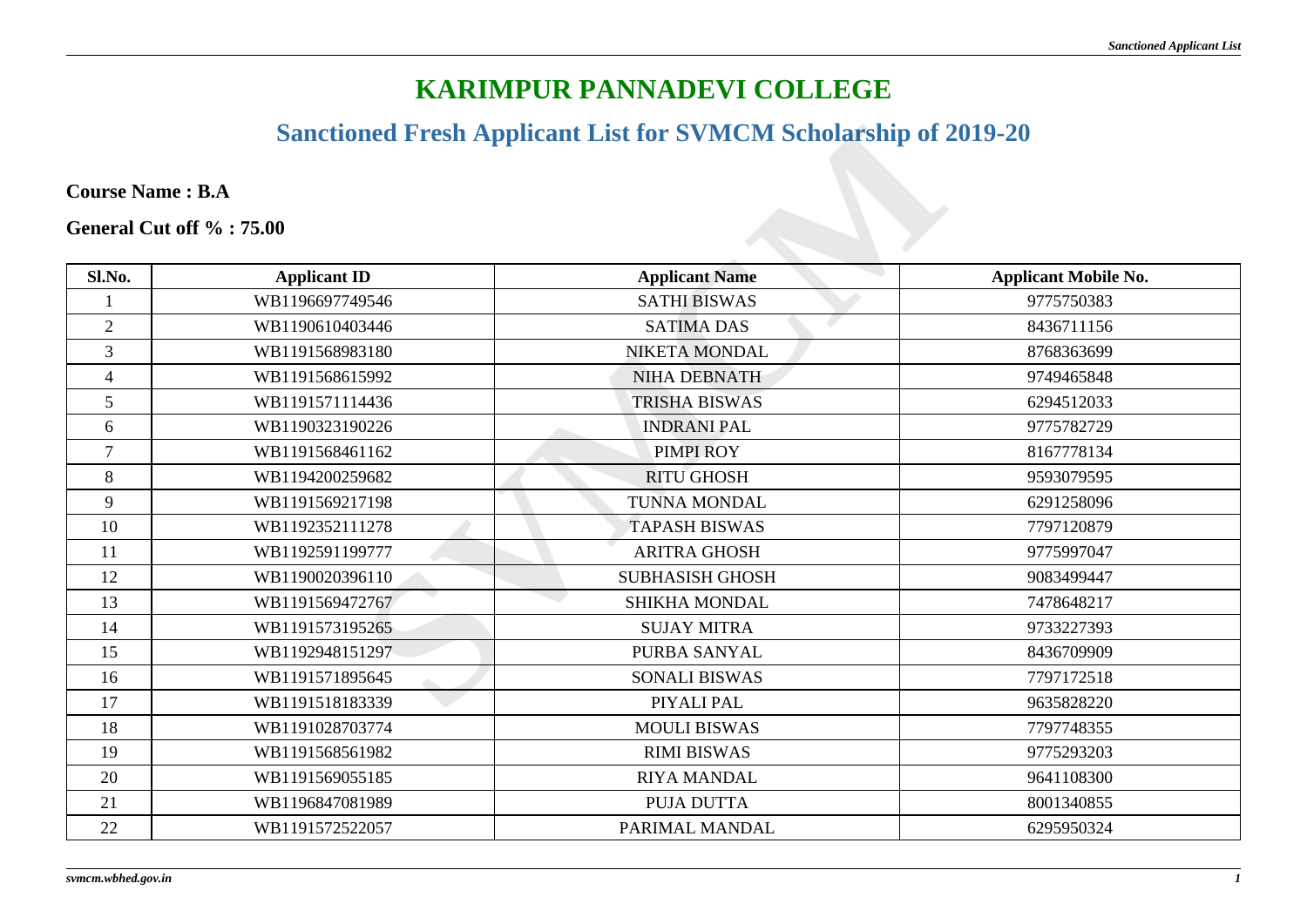# KARIMPUR PANNADEVI COLLEGE

## Sanctioned Fresh Applicant List for SVMCM Scholarship of 2019-20

**Course Name : B.A**

**General Cut off % : 75.00**

| Sl.No. | Applicant ID | Applicant Name | Applicant Mobile No. |
|---|---|---|---|
| 1 | WB1196697749546 | SATHI BISWAS | 9775750383 |
| 2 | WB1190610403446 | SATIMA DAS | 8436711156 |
| 3 | WB1191568983180 | NIKETA MONDAL | 8768363699 |
| 4 | WB1191568615992 | NIHA DEBNATH | 9749465848 |
| 5 | WB1191571114436 | TRISHA BISWAS | 6294512033 |
| 6 | WB1190323190226 | INDRANI PAL | 9775782729 |
| 7 | WB1191568461162 | PIMPI ROY | 8167778134 |
| 8 | WB1194200259682 | RITU GHOSH | 9593079595 |
| 9 | WB1191569217198 | TUNNA MONDAL | 6291258096 |
| 10 | WB1192352111278 | TAPASH BISWAS | 7797120879 |
| 11 | WB1192591199777 | ARITRA GHOSH | 9775997047 |
| 12 | WB1190020396110 | SUBHASISH GHOSH | 9083499447 |
| 13 | WB1191569472767 | SHIKHA MONDAL | 7478648217 |
| 14 | WB1191573195265 | SUJAY MITRA | 9733227393 |
| 15 | WB1192948151297 | PURBA SANYAL | 8436709909 |
| 16 | WB1191571895645 | SONALI BISWAS | 7797172518 |
| 17 | WB1191518183339 | PIYALI PAL | 9635828220 |
| 18 | WB1191028703774 | MOULI BISWAS | 7797748355 |
| 19 | WB1191568561982 | RIMI BISWAS | 9775293203 |
| 20 | WB1191569055185 | RIYA MANDAL | 9641108300 |
| 21 | WB1196847081989 | PUJA DUTTA | 8001340855 |
| 22 | WB1191572522057 | PARIMAL MANDAL | 6295950324 |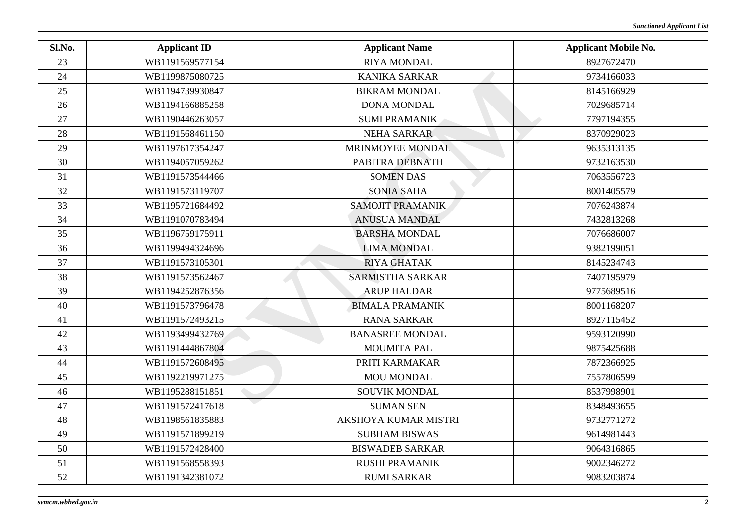| Sl.No. | Applicant ID | Applicant Name | Applicant Mobile No. |
|---|---|---|---|
| 23 | WB1191569577154 | RIYA MONDAL | 8927672470 |
| 24 | WB1199875080725 | KANIKA SARKAR | 9734166033 |
| 25 | WB1194739930847 | BIKRAM MONDAL | 8145166929 |
| 26 | WB1194166885258 | DONA MONDAL | 7029685714 |
| 27 | WB1190446263057 | SUMI PRAMANIK | 7797194355 |
| 28 | WB1191568461150 | NEHA SARKAR | 8370929023 |
| 29 | WB1197617354247 | MRINMOYEE MONDAL | 9635313135 |
| 30 | WB1194057059262 | PABITRA DEBNATH | 9732163530 |
| 31 | WB1191573544466 | SOMEN DAS | 7063556723 |
| 32 | WB1191573119707 | SONIA SAHA | 8001405579 |
| 33 | WB1195721684492 | SAMOJIT PRAMANIK | 7076243874 |
| 34 | WB1191070783494 | ANUSUA MANDAL | 7432813268 |
| 35 | WB1196759175911 | BARSHA MONDAL | 7076686007 |
| 36 | WB1199494324696 | LIMA MONDAL | 9382199051 |
| 37 | WB1191573105301 | RIYA GHATAK | 8145234743 |
| 38 | WB1191573562467 | SARMISTHA SARKAR | 7407195979 |
| 39 | WB1194252876356 | ARUP HALDAR | 9775689516 |
| 40 | WB1191573796478 | BIMALA PRAMANIK | 8001168207 |
| 41 | WB1191572493215 | RANA SARKAR | 8927115452 |
| 42 | WB1193499432769 | BANASREE MONDAL | 9593120990 |
| 43 | WB1191444867804 | MOUMITA PAL | 9875425688 |
| 44 | WB1191572608495 | PRITI KARMAKAR | 7872366925 |
| 45 | WB1192219971275 | MOU MONDAL | 7557806599 |
| 46 | WB1195288151851 | SOUVIK MONDAL | 8537998901 |
| 47 | WB1191572417618 | SUMAN SEN | 8348493655 |
| 48 | WB1198561835883 | AKSHOYA KUMAR MISTRI | 9732771272 |
| 49 | WB1191571899219 | SUBHAM BISWAS | 9614981443 |
| 50 | WB1191572428400 | BISWADEB SARKAR | 9064316865 |
| 51 | WB1191568558393 | RUSHI PRAMANIK | 9002346272 |
| 52 | WB1191342381072 | RUMI SARKAR | 9083203874 |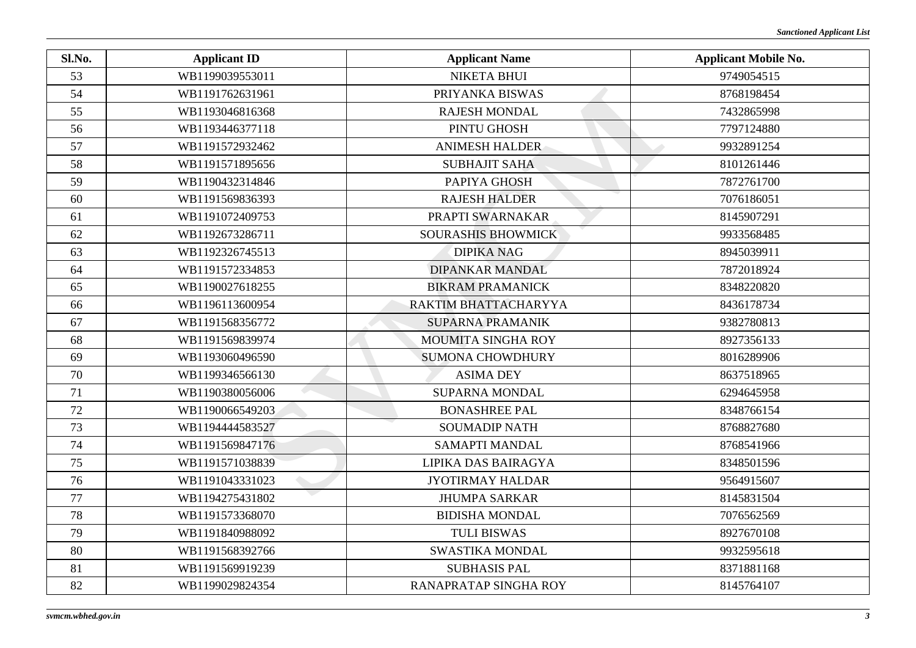| Sl.No. | Applicant ID | Applicant Name | Applicant Mobile No. |
|---|---|---|---|
| 53 | WB1199039553011 | NIKETA BHUI | 9749054515 |
| 54 | WB1191762631961 | PRIYANKA BISWAS | 8768198454 |
| 55 | WB1193046816368 | RAJESH MONDAL | 7432865998 |
| 56 | WB1193446377118 | PINTU GHOSH | 7797124880 |
| 57 | WB1191572932462 | ANIMESH HALDER | 9932891254 |
| 58 | WB1191571895656 | SUBHAJIT SAHA | 8101261446 |
| 59 | WB1190432314846 | PAPIYA GHOSH | 7872761700 |
| 60 | WB1191569836393 | RAJESH HALDER | 7076186051 |
| 61 | WB1191072409753 | PRAPTI SWARNAKAR | 8145907291 |
| 62 | WB1192673286711 | SOURASHIS BHOWMICK | 9933568485 |
| 63 | WB1192326745513 | DIPIKA NAG | 8945039911 |
| 64 | WB1191572334853 | DIPANKAR MANDAL | 7872018924 |
| 65 | WB1190027618255 | BIKRAM PRAMANICK | 8348220820 |
| 66 | WB1196113600954 | RAKTIM BHATTACHARYYA | 8436178734 |
| 67 | WB1191568356772 | SUPARNA PRAMANIK | 9382780813 |
| 68 | WB1191569839974 | MOUMITA SINGHA ROY | 8927356133 |
| 69 | WB1193060496590 | SUMONA CHOWDHURY | 8016289906 |
| 70 | WB1199346566130 | ASIMA DEY | 8637518965 |
| 71 | WB1190380056006 | SUPARNA MONDAL | 6294645958 |
| 72 | WB1190066549203 | BONASHREE PAL | 8348766154 |
| 73 | WB1194444583527 | SOUMADIP NATH | 8768827680 |
| 74 | WB1191569847176 | SAMAPTI MANDAL | 8768541966 |
| 75 | WB1191571038839 | LIPIKA DAS BAIRAGYA | 8348501596 |
| 76 | WB1191043331023 | JYOTIRMAY HALDAR | 9564915607 |
| 77 | WB1194275431802 | JHUMPA SARKAR | 8145831504 |
| 78 | WB1191573368070 | BIDISHA MONDAL | 7076562569 |
| 79 | WB1191840988092 | TULI BISWAS | 8927670108 |
| 80 | WB1191568392766 | SWASTIKA MONDAL | 9932595618 |
| 81 | WB1191569919239 | SUBHASIS PAL | 8371881168 |
| 82 | WB1199029824354 | RANAPRATAP SINGHA ROY | 8145764107 |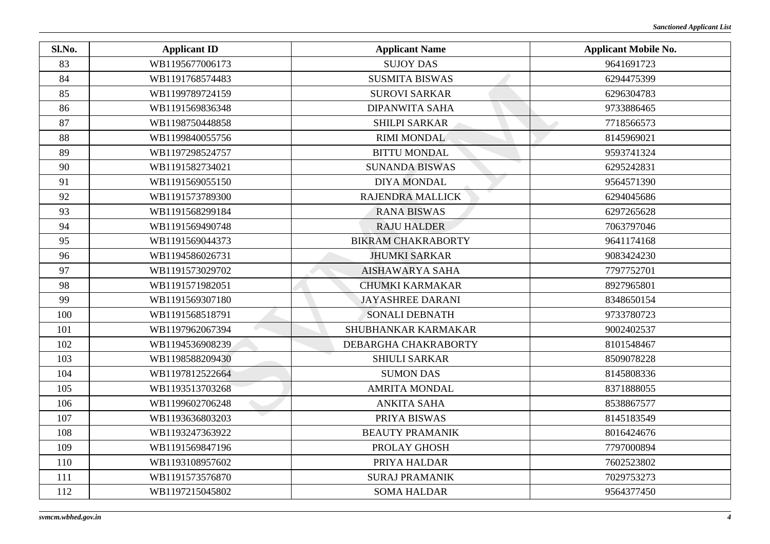| Sl.No. | Applicant ID | Applicant Name | Applicant Mobile No. |
|---|---|---|---|
| 83 | WB1195677006173 | SUJOY DAS | 9641691723 |
| 84 | WB1191768574483 | SUSMITA BISWAS | 6294475399 |
| 85 | WB1199789724159 | SUROVI SARKAR | 6296304783 |
| 86 | WB1191569836348 | DIPANWITA SAHA | 9733886465 |
| 87 | WB1198750448858 | SHILPI SARKAR | 7718566573 |
| 88 | WB1199840055756 | RIMI MONDAL | 8145969021 |
| 89 | WB1197298524757 | BITTU MONDAL | 9593741324 |
| 90 | WB1191582734021 | SUNANDA BISWAS | 6295242831 |
| 91 | WB1191569055150 | DIYA MONDAL | 9564571390 |
| 92 | WB1191573789300 | RAJENDRA MALLICK | 6294045686 |
| 93 | WB1191568299184 | RANA BISWAS | 6297265628 |
| 94 | WB1191569490748 | RAJU HALDER | 7063797046 |
| 95 | WB1191569044373 | BIKRAM CHAKRABORTY | 9641174168 |
| 96 | WB1194586026731 | JHUMKI SARKAR | 9083424230 |
| 97 | WB1191573029702 | AISHAWARYA SAHA | 7797752701 |
| 98 | WB1191571982051 | CHUMKI KARMAKAR | 8927965801 |
| 99 | WB1191569307180 | JAYASHREE DARANI | 8348650154 |
| 100 | WB1191568518791 | SONALI DEBNATH | 9733780723 |
| 101 | WB1197962067394 | SHUBHANKAR KARMAKAR | 9002402537 |
| 102 | WB1194536908239 | DEBARGHA CHAKRABORTY | 8101548467 |
| 103 | WB1198588209430 | SHIULI SARKAR | 8509078228 |
| 104 | WB1197812522664 | SUMON DAS | 8145808336 |
| 105 | WB1193513703268 | AMRITA MONDAL | 8371888055 |
| 106 | WB1199602706248 | ANKITA SAHA | 8538867577 |
| 107 | WB1193636803203 | PRIYA BISWAS | 8145183549 |
| 108 | WB1193247363922 | BEAUTY PRAMANIK | 8016424676 |
| 109 | WB1191569847196 | PROLAY GHOSH | 7797000894 |
| 110 | WB1193108957602 | PRIYA HALDAR | 7602523802 |
| 111 | WB1191573576870 | SURAJ PRAMANIK | 7029753273 |
| 112 | WB1197215045802 | SOMA HALDAR | 9564377450 |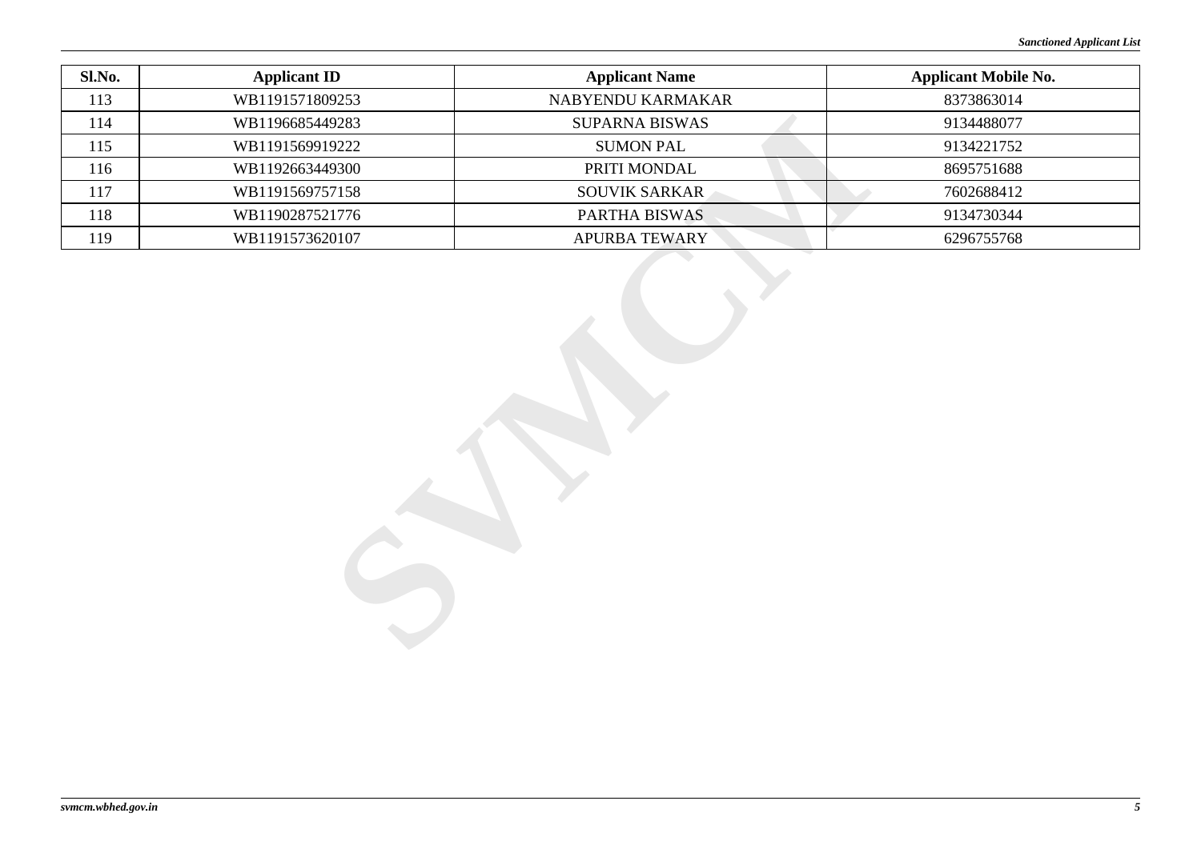| Sl.No. | Applicant ID | Applicant Name | Applicant Mobile No. |
|---|---|---|---|
| 113 | WB1191571809253 | NABYENDU KARMAKAR | 8373863014 |
| 114 | WB1196685449283 | SUPARNA BISWAS | 9134488077 |
| 115 | WB1191569919222 | SUMON PAL | 9134221752 |
| 116 | WB1192663449300 | PRITI MONDAL | 8695751688 |
| 117 | WB1191569757158 | SOUVIK SARKAR | 7602688412 |
| 118 | WB1190287521776 | PARTHA BISWAS | 9134730344 |
| 119 | WB1191573620107 | APURBA TEWARY | 6296755768 |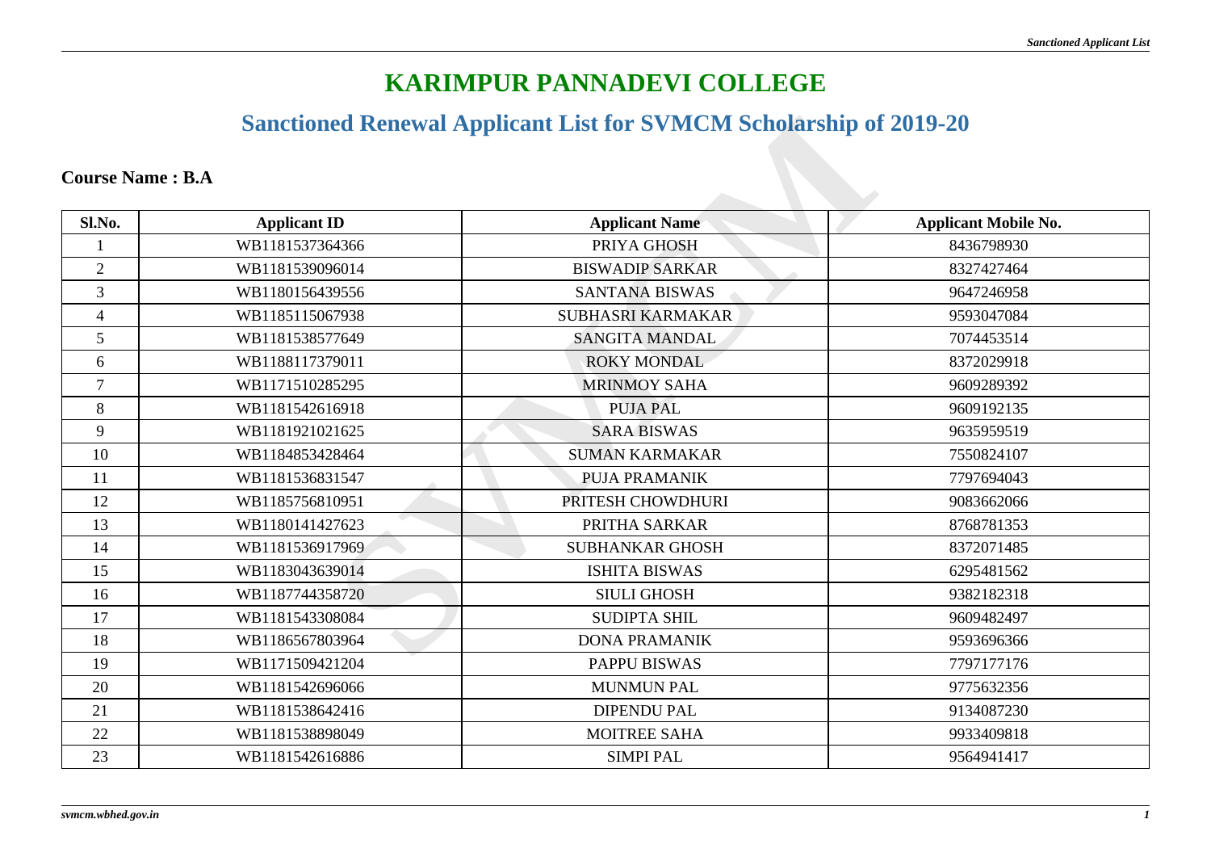# KARIMPUR PANNADEVI COLLEGE

## Sanctioned Renewal Applicant List for SVMCM Scholarship of 2019-20

**Course Name : B.A**

| Sl.No. | Applicant ID | Applicant Name | Applicant Mobile No. |
|---|---|---|---|
| 1 | WB1181537364366 | PRIYA GHOSH | 8436798930 |
| 2 | WB1181539096014 | BISWADIP SARKAR | 8327427464 |
| 3 | WB1180156439556 | SANTANA BISWAS | 9647246958 |
| 4 | WB1185115067938 | SUBHASRI KARMAKAR | 9593047084 |
| 5 | WB1181538577649 | SANGITA MANDAL | 7074453514 |
| 6 | WB1188117379011 | ROKY MONDAL | 8372029918 |
| 7 | WB1171510285295 | MRINMOY SAHA | 9609289392 |
| 8 | WB1181542616918 | PUJA PAL | 9609192135 |
| 9 | WB1181921021625 | SARA BISWAS | 9635959519 |
| 10 | WB1184853428464 | SUMAN KARMAKAR | 7550824107 |
| 11 | WB1181536831547 | PUJA PRAMANIK | 7797694043 |
| 12 | WB1185756810951 | PRITESH CHOWDHURI | 9083662066 |
| 13 | WB1180141427623 | PRITHA SARKAR | 8768781353 |
| 14 | WB1181536917969 | SUBHANKAR GHOSH | 8372071485 |
| 15 | WB1183043639014 | ISHITA BISWAS | 6295481562 |
| 16 | WB1187744358720 | SIULI GHOSH | 9382182318 |
| 17 | WB1181543308084 | SUDIPTA SHIL | 9609482497 |
| 18 | WB1186567803964 | DONA PRAMANIK | 9593696366 |
| 19 | WB1171509421204 | PAPPU BISWAS | 7797177176 |
| 20 | WB1181542696066 | MUNMUN PAL | 9775632356 |
| 21 | WB1181538642416 | DIPENDU PAL | 9134087230 |
| 22 | WB1181538898049 | MOITREE SAHA | 9933409818 |
| 23 | WB1181542616886 | SIMPI PAL | 9564941417 |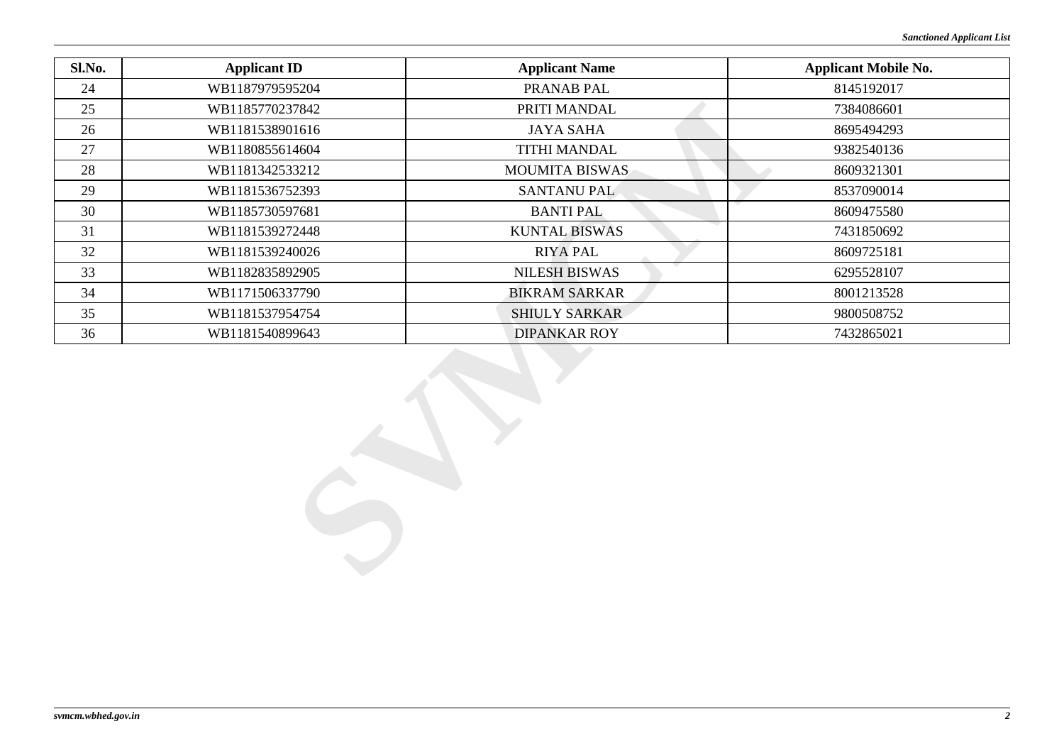| Sl.No. | Applicant ID | Applicant Name | Applicant Mobile No. |
|---|---|---|---|
| 24 | WB1187979595204 | PRANAB PAL | 8145192017 |
| 25 | WB1185770237842 | PRITI MANDAL | 7384086601 |
| 26 | WB1181538901616 | JAYA SAHA | 8695494293 |
| 27 | WB1180855614604 | TITHI MANDAL | 9382540136 |
| 28 | WB1181342533212 | MOUMITA BISWAS | 8609321301 |
| 29 | WB1181536752393 | SANTANU PAL | 8537090014 |
| 30 | WB1185730597681 | BANTI PAL | 8609475580 |
| 31 | WB1181539272448 | KUNTAL BISWAS | 7431850692 |
| 32 | WB1181539240026 | RIYA PAL | 8609725181 |
| 33 | WB1182835892905 | NILESH BISWAS | 6295528107 |
| 34 | WB1171506337790 | BIKRAM SARKAR | 8001213528 |
| 35 | WB1181537954754 | SHIULY SARKAR | 9800508752 |
| 36 | WB1181540899643 | DIPANKAR ROY | 7432865021 |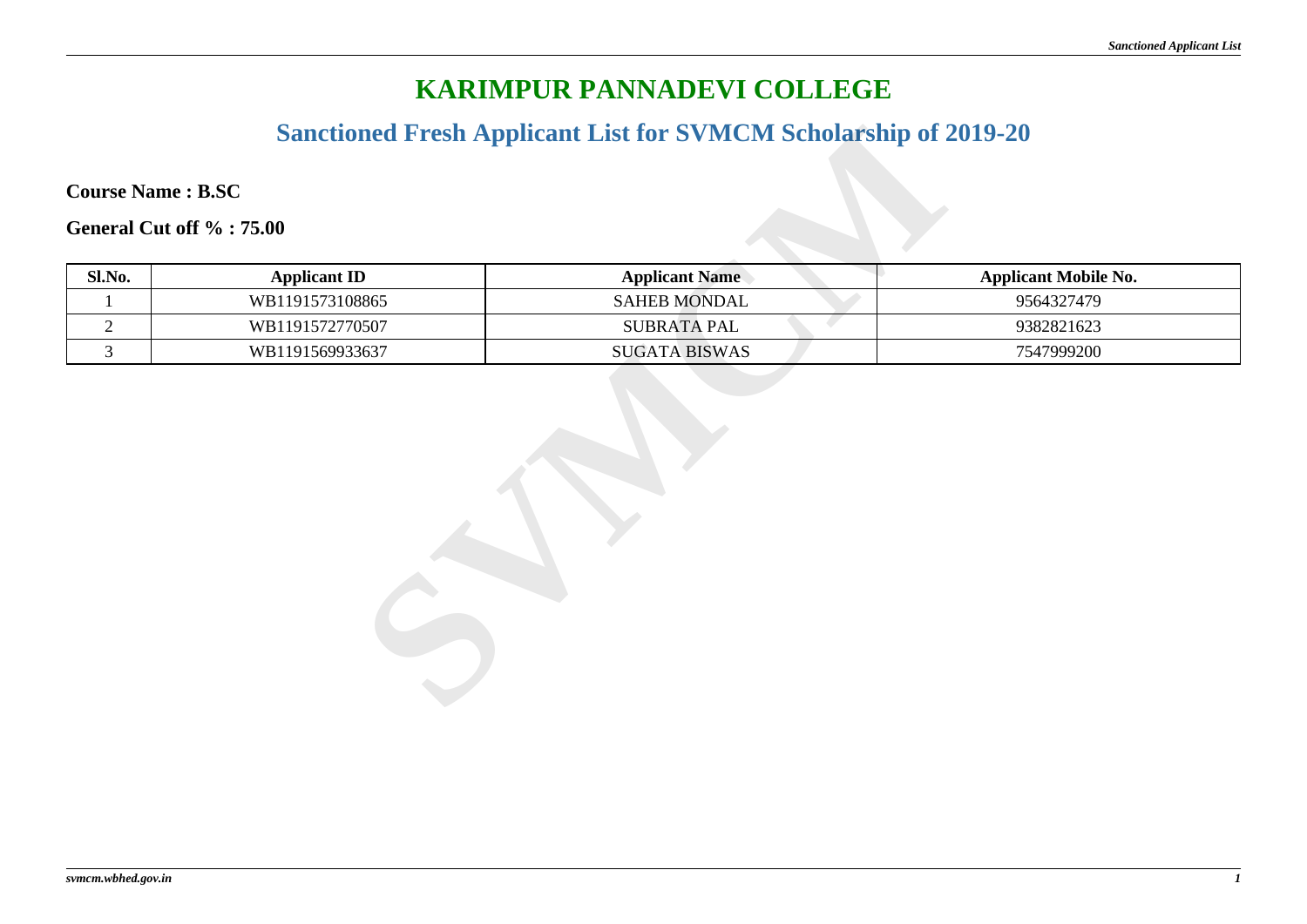# KARIMPUR PANNADEVI COLLEGE

## Sanctioned Fresh Applicant List for SVMCM Scholarship of 2019-20

**Course Name : B.SC**

**General Cut off % : 75.00**

| Sl.No. | Applicant ID | Applicant Name | Applicant Mobile No. |
|---|---|---|---|
| 1 | WB1191573108865 | SAHEB MONDAL | 9564327479 |
| 2 | WB1191572770507 | SUBRATA PAL | 9382821623 |
| 3 | WB1191569933637 | SUGATA BISWAS | 7547999200 |